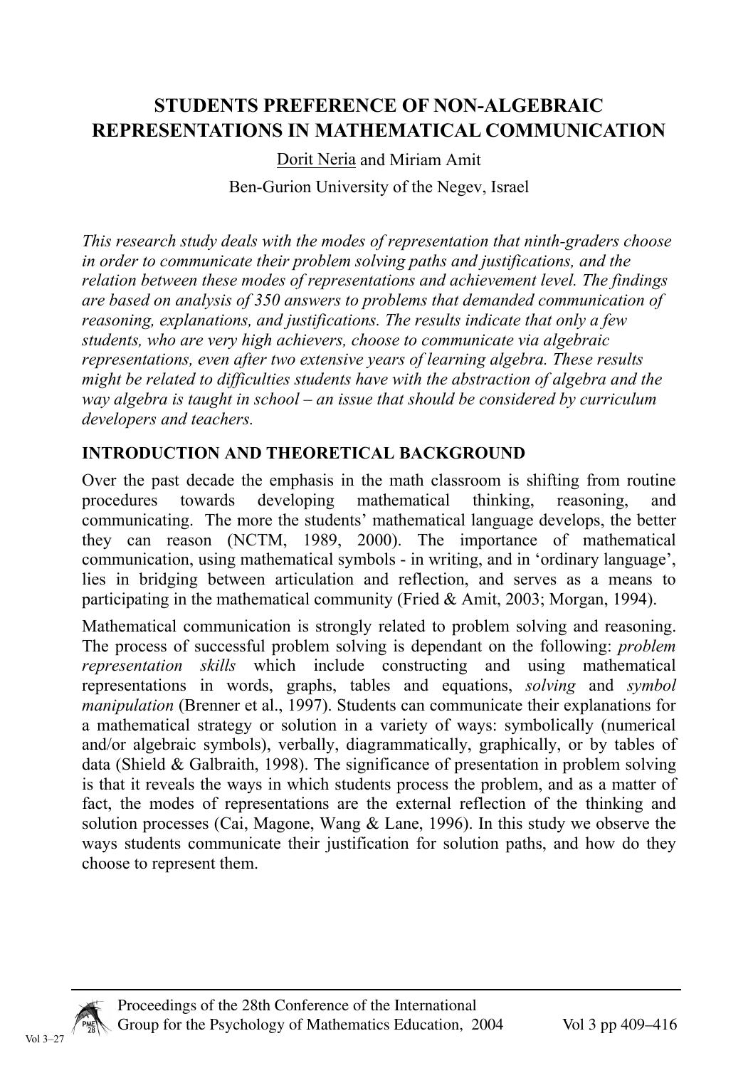# STUDENTS PREFERENCE OF NON-ALGEBRAIC REPRESENTATIONS IN MATHEMATICAL COMMUNICATION

Dorit Neria and Miriam Amit

Ben-Gurion University of the Negev, Israel

*This research study deals with the modes of representation that ninth-graders choose in order to communicate their problem solving paths and justifications, and the relation between these modes of representations and achievement level. The findings are based on analysis of 350 answers to problems that demanded communication of reasoning, explanations, and justifications. The results indicate that only a few students, who are very high achievers, choose to communicate via algebraic representations, even after two extensive years of learning algebra. These results might be related to difficulties students have with the abstraction of algebra and the way algebra is taught in school – an issue that should be considered by curriculum developers and teachers.*

## INTRODUCTION AND THEORETICAL BACKGROUND

Over the past decade the emphasis in the math classroom is shifting from routine procedures towards developing mathematical thinking, reasoning, and communicating. The more the students' mathematical language develops, the better they can reason (NCTM, 1989, 2000). The importance of mathematical communication, using mathematical symbols - in writing, and in 'ordinary language', lies in bridging between articulation and reflection, and serves as a means to participating in the mathematical community (Fried & Amit, 2003; Morgan, 1994).

Mathematical communication is strongly related to problem solving and reasoning. The process of successful problem solving is dependant on the following: *problem representation skills* which include constructing and using mathematical representations in words, graphs, tables and equations, *solving* and *symbol manipulation* (Brenner et al., 1997). Students can communicate their explanations for a mathematical strategy or solution in a variety of ways: symbolically (numerical and/or algebraic symbols), verbally, diagrammatically, graphically, or by tables of data (Shield & Galbraith, 1998). The significance of presentation in problem solving is that it reveals the ways in which students process the problem, and as a matter of fact, the modes of representations are the external reflection of the thinking and solution processes (Cai, Magone, Wang & Lane, 1996). In this study we observe the ways students communicate their justification for solution paths, and how do they choose to represent them.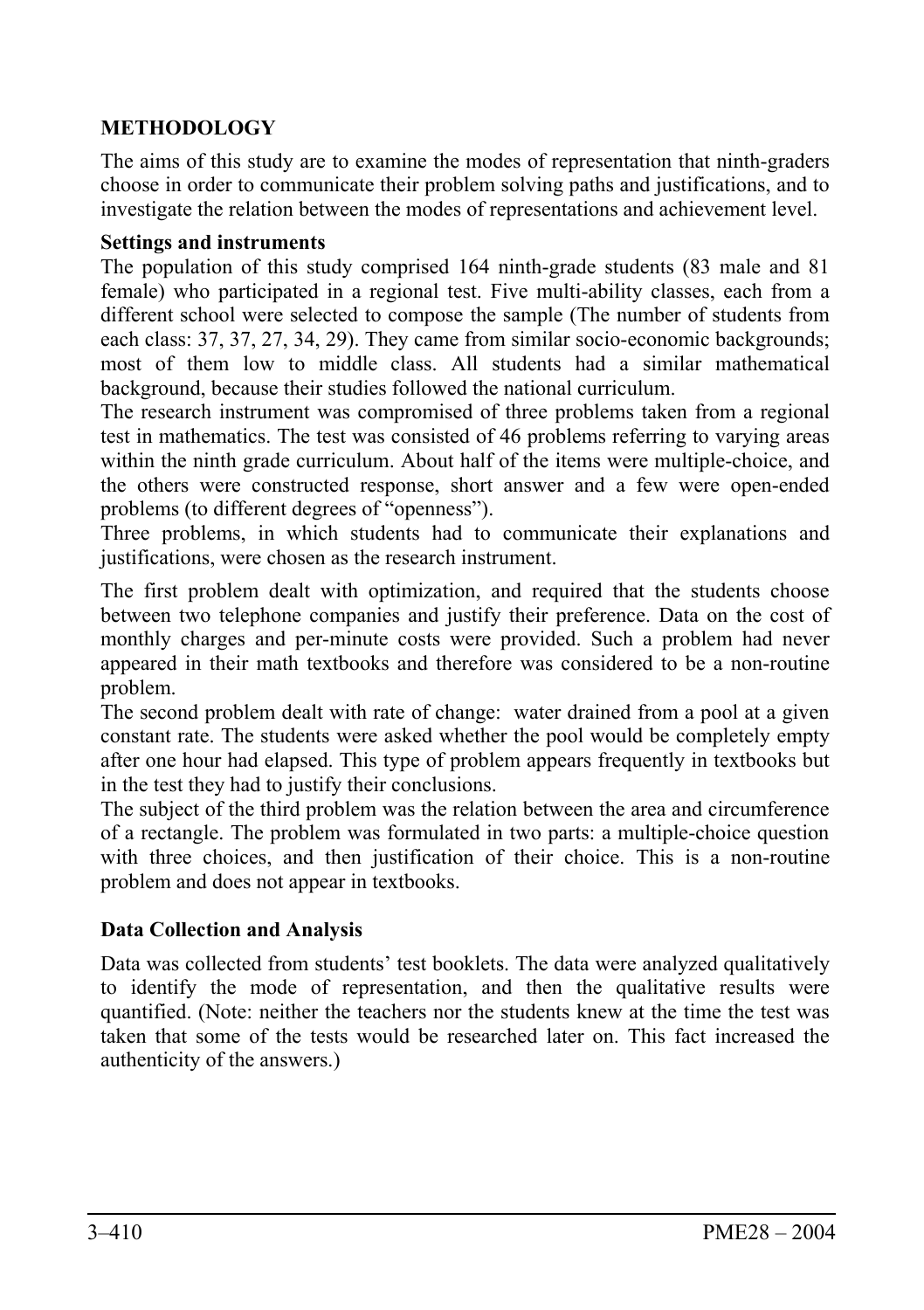## METHODOLOGY

The aims of this study are to examine the modes of representation that ninth-graders choose in order to communicate their problem solving paths and justifications, and to investigate the relation between the modes of representations and achievement level.

### Settings and instruments

The population of this study comprised 164 ninth-grade students (83 male and 81 female) who participated in a regional test. Five multi-ability classes, each from a different school were selected to compose the sample (The number of students from each class: 37, 37, 27, 34, 29). They came from similar socio-economic backgrounds; most of them low to middle class. All students had a similar mathematical background, because their studies followed the national curriculum.

The research instrument was compromised of three problems taken from a regional test in mathematics. The test was consisted of 46 problems referring to varying areas within the ninth grade curriculum. About half of the items were multiple-choice, and the others were constructed response, short answer and a few were open-ended problems (to different degrees of "openness").

Three problems, in which students had to communicate their explanations and justifications, were chosen as the research instrument.

The first problem dealt with optimization, and required that the students choose between two telephone companies and justify their preference. Data on the cost of monthly charges and per-minute costs were provided. Such a problem had never appeared in their math textbooks and therefore was considered to be a non-routine problem.

The second problem dealt with rate of change: water drained from a pool at a given constant rate. The students were asked whether the pool would be completely empty after one hour had elapsed. This type of problem appears frequently in textbooks but in the test they had to justify their conclusions.

The subject of the third problem was the relation between the area and circumference of a rectangle. The problem was formulated in two parts: a multiple-choice question with three choices, and then justification of their choice. This is a non-routine problem and does not appear in textbooks.

### Data Collection and Analysis

Data was collected from students' test booklets. The data were analyzed qualitatively to identify the mode of representation, and then the qualitative results were quantified. (Note: neither the teachers nor the students knew at the time the test was taken that some of the tests would be researched later on. This fact increased the authenticity of the answers.)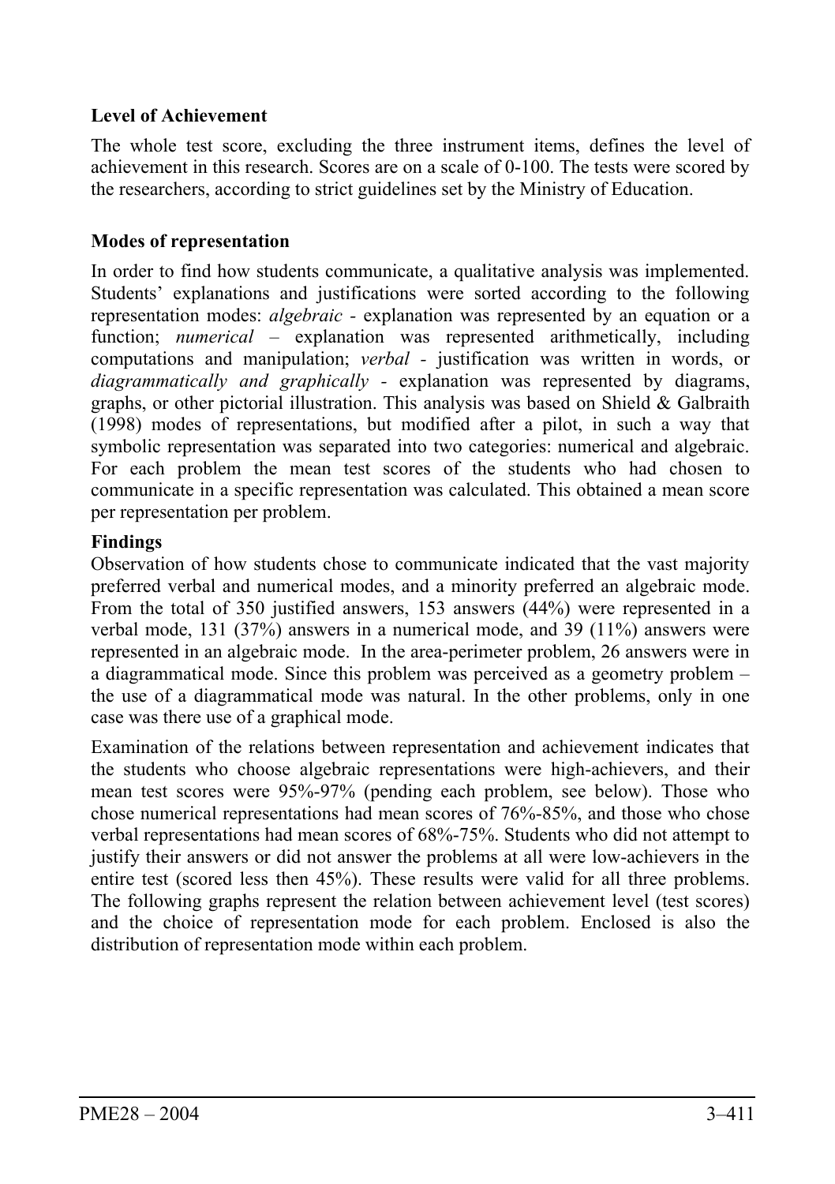### Level of Achievement

The whole test score, excluding the three instrument items, defines the level of achievement in this research. Scores are on a scale of 0-100. The tests were scored by the researchers, according to strict guidelines set by the Ministry of Education.

### Modes of representation

In order to find how students communicate, a qualitative analysis was implemented. Students' explanations and justifications were sorted according to the following representation modes: *algebraic* - explanation was represented by an equation or a function; *numerical* – explanation was represented arithmetically, including computations and manipulation; *verbal* - justification was written in words, or *diagrammatically and graphically* - explanation was represented by diagrams, graphs, or other pictorial illustration. This analysis was based on Shield & Galbraith (1998) modes of representations, but modified after a pilot, in such a way that symbolic representation was separated into two categories: numerical and algebraic. For each problem the mean test scores of the students who had chosen to communicate in a specific representation was calculated. This obtained a mean score per representation per problem.

### Findings

Observation of how students chose to communicate indicated that the vast majority preferred verbal and numerical modes, and a minority preferred an algebraic mode. From the total of 350 justified answers, 153 answers (44%) were represented in a verbal mode, 131 (37%) answers in a numerical mode, and 39 (11%) answers were represented in an algebraic mode. In the area-perimeter problem, 26 answers were in a diagrammatical mode. Since this problem was perceived as a geometry problem – the use of a diagrammatical mode was natural. In the other problems, only in one case was there use of a graphical mode.

Examination of the relations between representation and achievement indicates that the students who choose algebraic representations were high-achievers, and their mean test scores were 95%-97% (pending each problem, see below). Those who chose numerical representations had mean scores of 76%-85%, and those who chose verbal representations had mean scores of 68%-75%. Students who did not attempt to justify their answers or did not answer the problems at all were low-achievers in the entire test (scored less then 45%). These results were valid for all three problems. The following graphs represent the relation between achievement level (test scores) and the choice of representation mode for each problem. Enclosed is also the distribution of representation mode within each problem.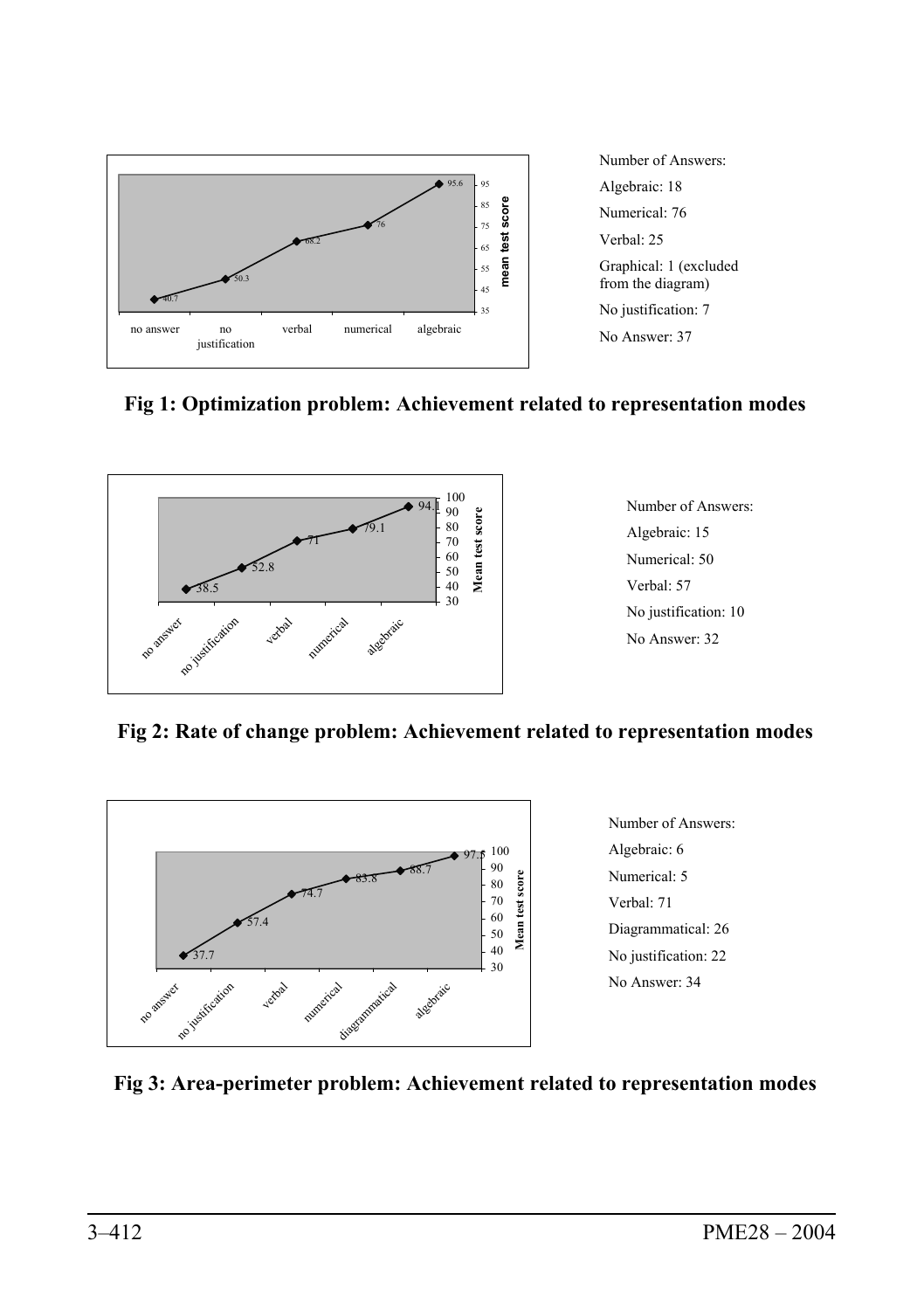Number of Answers:

Algebraic: 18

Numerical: 76

Verbal: 25

Graphical: 1 (excluded from the diagram)

No justification: 7

No Answer: 37

**Fig 1: Optimization problem: Achievement related to representation modes**

Number of Answers:

Algebraic: 15

Numerical: 50

Verbal: 57

No justification: 10

No Answer: 32

**Fig 2: Rate of change problem: Achievement related to representation modes**

Number of Answers:

Algebraic: 6

Numerical: 5

Verbal: 71

Diagrammatical: 26

No justification: 22

No Answer: 34

**Fig 3: Area-perimeter problem: Achievement related to representation modes**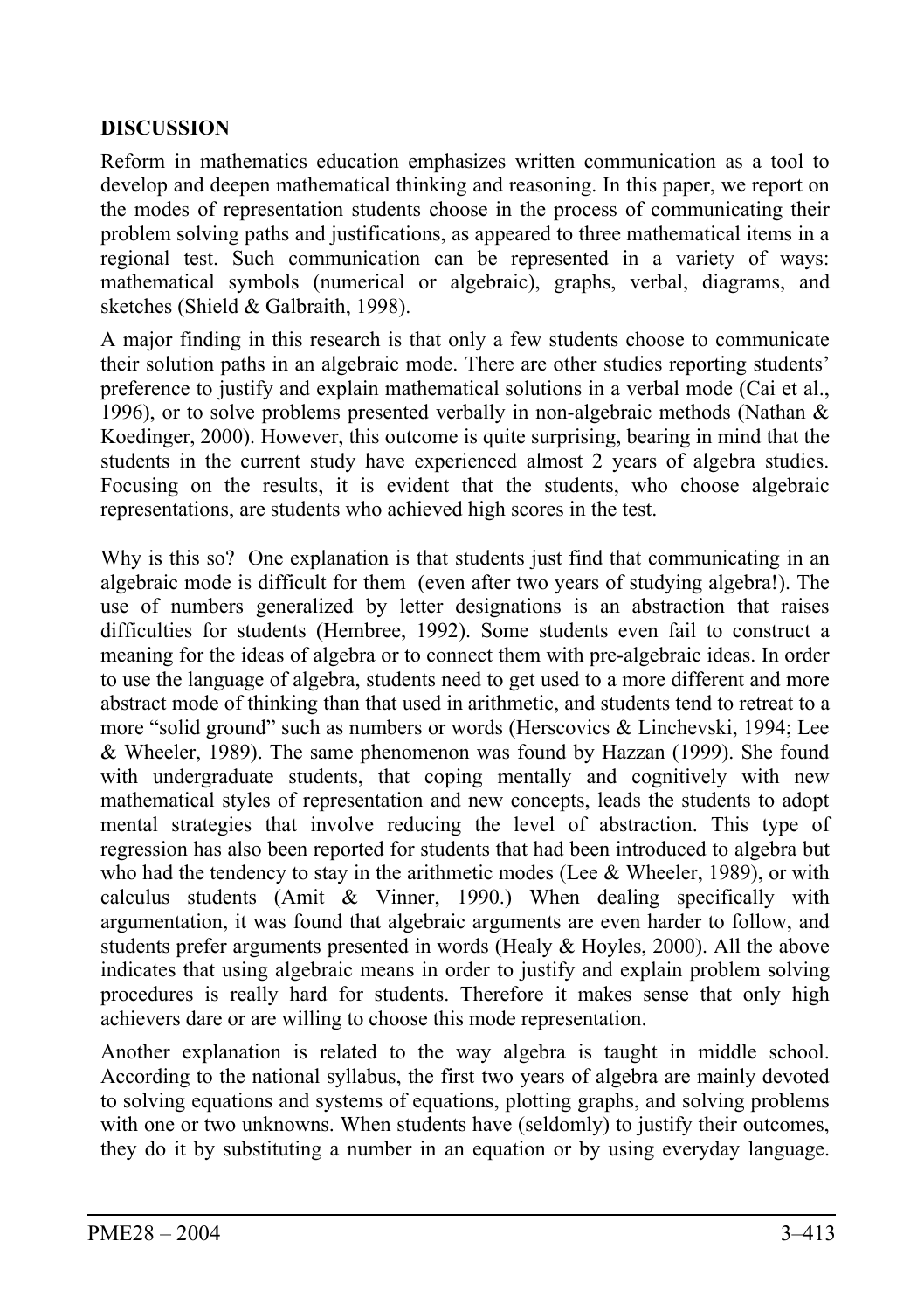## DISCUSSION

Reform in mathematics education emphasizes written communication as a tool to develop and deepen mathematical thinking and reasoning. In this paper, we report on the modes of representation students choose in the process of communicating their problem solving paths and justifications, as appeared to three mathematical items in a regional test. Such communication can be represented in a variety of ways: mathematical symbols (numerical or algebraic), graphs, verbal, diagrams, and sketches (Shield & Galbraith, 1998).

A major finding in this research is that only a few students choose to communicate their solution paths in an algebraic mode. There are other studies reporting students' preference to justify and explain mathematical solutions in a verbal mode (Cai et al., 1996), or to solve problems presented verbally in non-algebraic methods (Nathan & Koedinger, 2000). However, this outcome is quite surprising, bearing in mind that the students in the current study have experienced almost 2 years of algebra studies. Focusing on the results, it is evident that the students, who choose algebraic representations, are students who achieved high scores in the test.

Why is this so? One explanation is that students just find that communicating in an algebraic mode is difficult for them (even after two years of studying algebra!). The use of numbers generalized by letter designations is an abstraction that raises difficulties for students (Hembree, 1992). Some students even fail to construct a meaning for the ideas of algebra or to connect them with pre-algebraic ideas. In order to use the language of algebra, students need to get used to a more different and more abstract mode of thinking than that used in arithmetic, and students tend to retreat to a more "solid ground" such as numbers or words (Herscovics & Linchevski, 1994; Lee & Wheeler, 1989). The same phenomenon was found by Hazzan (1999). She found with undergraduate students, that coping mentally and cognitively with new mathematical styles of representation and new concepts, leads the students to adopt mental strategies that involve reducing the level of abstraction. This type of regression has also been reported for students that had been introduced to algebra but who had the tendency to stay in the arithmetic modes (Lee & Wheeler, 1989), or with calculus students (Amit & Vinner, 1990.) When dealing specifically with argumentation, it was found that algebraic arguments are even harder to follow, and students prefer arguments presented in words (Healy & Hoyles, 2000). All the above indicates that using algebraic means in order to justify and explain problem solving procedures is really hard for students. Therefore it makes sense that only high achievers dare or are willing to choose this mode representation.

Another explanation is related to the way algebra is taught in middle school. According to the national syllabus, the first two years of algebra are mainly devoted to solving equations and systems of equations, plotting graphs, and solving problems with one or two unknowns. When students have (seldomly) to justify their outcomes, they do it by substituting a number in an equation or by using everyday language.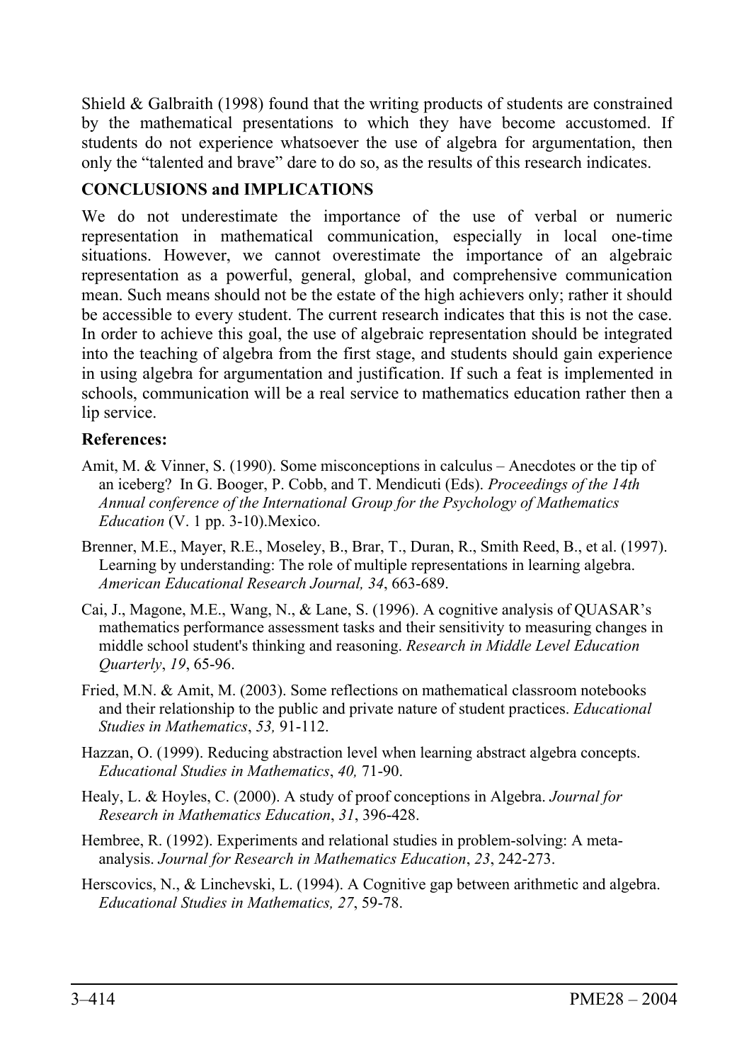Shield & Galbraith (1998) found that the writing products of students are constrained by the mathematical presentations to which they have become accustomed. If students do not experience whatsoever the use of algebra for argumentation, then only the "talented and brave" dare to do so, as the results of this research indicates.

## CONCLUSIONS and IMPLICATIONS

We do not underestimate the importance of the use of verbal or numeric representation in mathematical communication, especially in local one-time situations. However, we cannot overestimate the importance of an algebraic representation as a powerful, general, global, and comprehensive communication mean. Such means should not be the estate of the high achievers only; rather it should be accessible to every student. The current research indicates that this is not the case. In order to achieve this goal, the use of algebraic representation should be integrated into the teaching of algebra from the first stage, and students should gain experience in using algebra for argumentation and justification. If such a feat is implemented in schools, communication will be a real service to mathematics education rather then a lip service.

### References:

Amit, M. & Vinner, S. (1990). Some misconceptions in calculus – Anecdotes or the tip of an iceberg? In G. Booger, P. Cobb, and T. Mendicuti (Eds). *Proceedings of the 14th Annual conference of the International Group for the Psychology of Mathematics Education* (V. 1 pp. 3-10).Mexico.

Brenner, M.E., Mayer, R.E., Moseley, B., Brar, T., Duran, R., Smith Reed, B., et al. (1997). Learning by understanding: The role of multiple representations in learning algebra. *American Educational Research Journal, 34*, 663-689.

Cai, J., Magone, M.E., Wang, N., & Lane, S. (1996). A cognitive analysis of QUASAR's mathematics performance assessment tasks and their sensitivity to measuring changes in middle school student's thinking and reasoning. *Research in Middle Level Education Quarterly*, *19*, 65-96.

Fried, M.N. & Amit, M. (2003). Some reflections on mathematical classroom notebooks and their relationship to the public and private nature of student practices. *Educational Studies in Mathematics*, *53,* 91-112.

Hazzan, O. (1999). Reducing abstraction level when learning abstract algebra concepts. *Educational Studies in Mathematics*, *40,* 71-90.

Healy, L. & Hoyles, C. (2000). A study of proof conceptions in Algebra. *Journal for Research in Mathematics Education*, *31*, 396-428.

Hembree, R. (1992). Experiments and relational studies in problem-solving: A meta-analysis. *Journal for Research in Mathematics Education*, *23*, 242-273.

Herscovics, N., & Linchevski, L. (1994). A Cognitive gap between arithmetic and algebra. *Educational Studies in Mathematics, 27*, 59-78.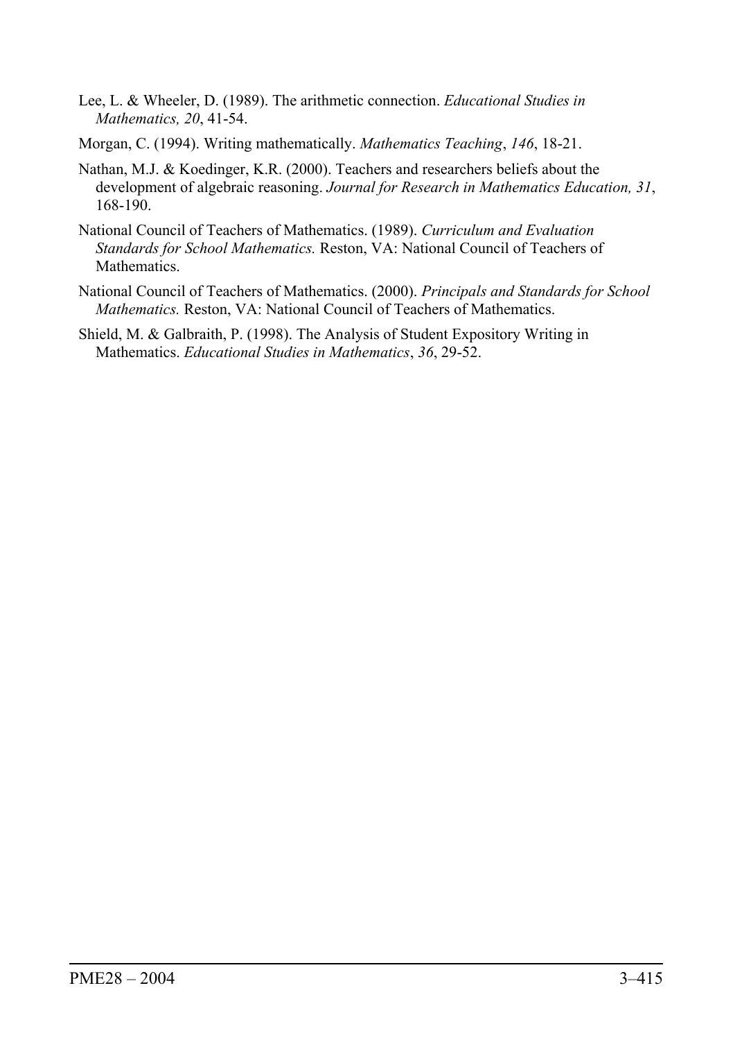Lee, L. & Wheeler, D. (1989). The arithmetic connection. *Educational Studies in Mathematics, 20*, 41-54.

Morgan, C. (1994). Writing mathematically. *Mathematics Teaching*, *146*, 18-21.

Nathan, M.J. & Koedinger, K.R. (2000). Teachers and researchers beliefs about the development of algebraic reasoning. *Journal for Research in Mathematics Education, 31*, 168-190.

National Council of Teachers of Mathematics. (1989). *Curriculum and Evaluation Standards for School Mathematics.* Reston, VA: National Council of Teachers of Mathematics.

National Council of Teachers of Mathematics. (2000). *Principals and Standards for School Mathematics.* Reston, VA: National Council of Teachers of Mathematics.

Shield, M. & Galbraith, P. (1998). The Analysis of Student Expository Writing in Mathematics. *Educational Studies in Mathematics*, *36*, 29-52.